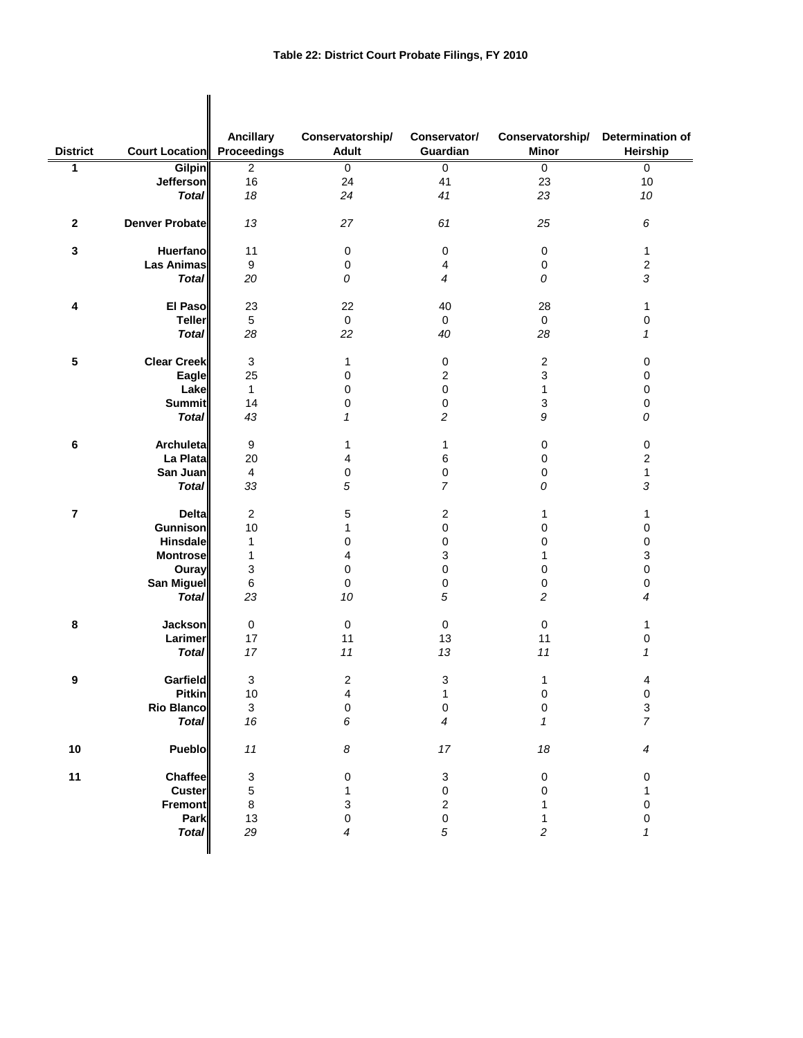### Table 22: District Court Probate Filings, FY 2010

| District | Court Location | Ancillary Proceedings | Conservatorship/ Adult | Conservator/ Guardian | Conservatorship/ Minor | Determination of Heirship |
|---|---|---|---|---|---|---|
| **1** | **Gilpin** | 2 | 0 | 0 | 0 | 0 |
| | **Jefferson** | 16 | 24 | 41 | 23 | 10 |
| | ***Total*** | *18* | *24* | *41* | *23* | *10* |
| **2** | **Denver Probate** | *13* | *27* | *61* | *25* | *6* |
| **3** | **Huerfano** | 11 | 0 | 0 | 0 | 1 |
| | **Las Animas** | 9 | 0 | 4 | 0 | 2 |
| | ***Total*** | *20* | *0* | *4* | *0* | *3* |
| **4** | **El Paso** | 23 | 22 | 40 | 28 | 1 |
| | **Teller** | 5 | 0 | 0 | 0 | 0 |
| | ***Total*** | *28* | *22* | *40* | *28* | *1* |
| **5** | **Clear Creek** | 3 | 1 | 0 | 2 | 0 |
| | **Eagle** | 25 | 0 | 2 | 3 | 0 |
| | **Lake** | 1 | 0 | 0 | 1 | 0 |
| | **Summit** | 14 | 0 | 0 | 3 | 0 |
| | ***Total*** | *43* | *1* | *2* | *9* | *0* |
| **6** | **Archuleta** | 9 | 1 | 1 | 0 | 0 |
| | **La Plata** | 20 | 4 | 6 | 0 | 2 |
| | **San Juan** | 4 | 0 | 0 | 0 | 1 |
| | ***Total*** | *33* | *5* | *7* | *0* | *3* |
| **7** | **Delta** | 2 | 5 | 2 | 1 | 1 |
| | **Gunnison** | 10 | 1 | 0 | 0 | 0 |
| | **Hinsdale** | 1 | 0 | 0 | 0 | 0 |
| | **Montrose** | 1 | 4 | 3 | 1 | 3 |
| | **Ouray** | 3 | 0 | 0 | 0 | 0 |
| | **San Miguel** | 6 | 0 | 0 | 0 | 0 |
| | ***Total*** | *23* | *10* | *5* | *2* | *4* |
| **8** | **Jackson** | 0 | 0 | 0 | 0 | 1 |
| | **Larimer** | 17 | 11 | 13 | 11 | 0 |
| | ***Total*** | *17* | *11* | *13* | *11* | *1* |
| **9** | **Garfield** | 3 | 2 | 3 | 1 | 4 |
| | **Pitkin** | 10 | 4 | 1 | 0 | 0 |
| | **Rio Blanco** | 3 | 0 | 0 | 0 | 3 |
| | ***Total*** | *16* | *6* | *4* | *1* | *7* |
| **10** | **Pueblo** | *11* | *8* | *17* | *18* | *4* |
| **11** | **Chaffee** | 3 | 0 | 3 | 0 | 0 |
| | **Custer** | 5 | 1 | 0 | 0 | 1 |
| | **Fremont** | 8 | 3 | 2 | 1 | 0 |
| | **Park** | 13 | 0 | 0 | 1 | 0 |
| | ***Total*** | *29* | *4* | *5* | *2* | *1* |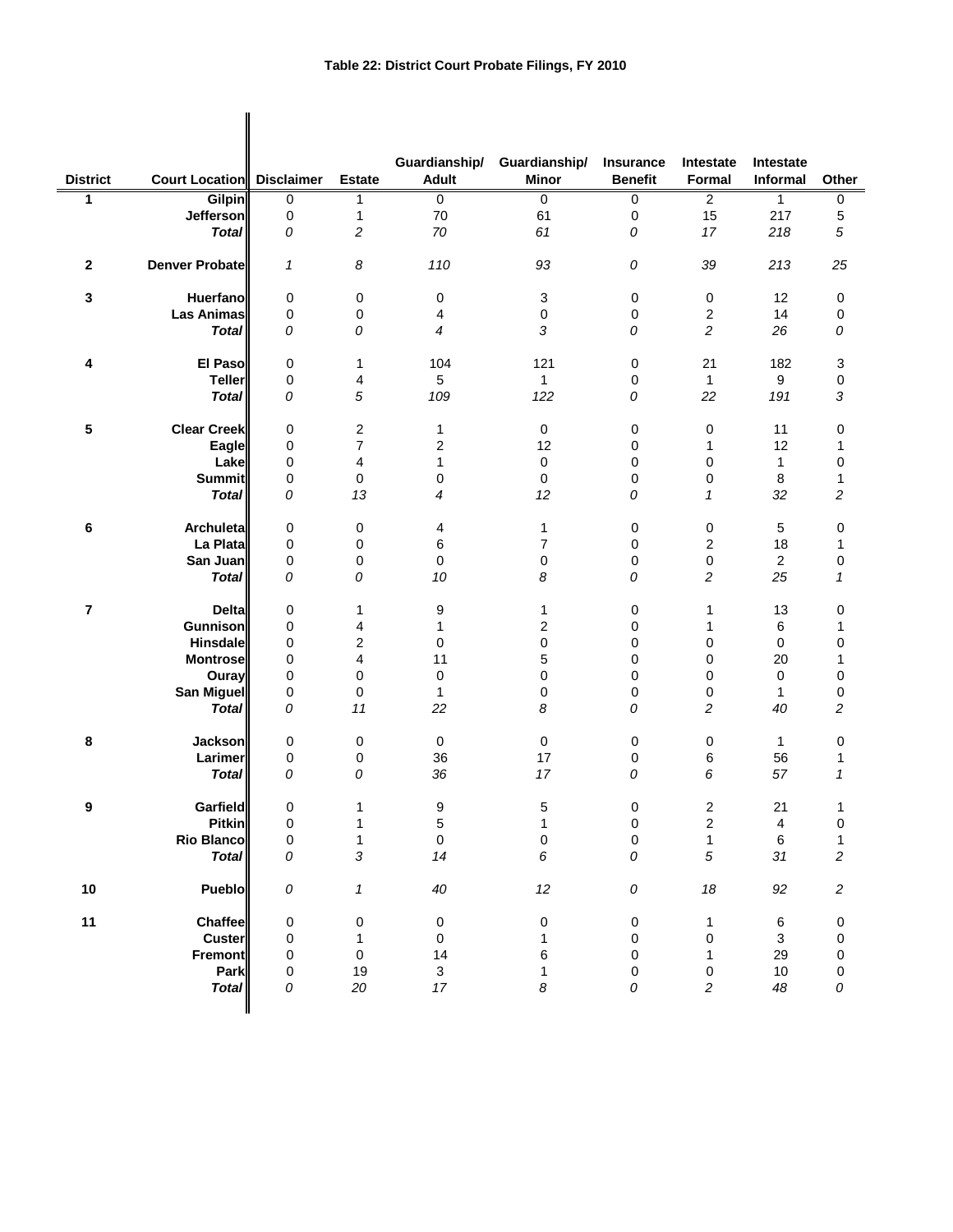# Table 22: District Court Probate Filings, FY 2010

| District | Court Location | Disclaimer | Estate | Guardianship/ Adult | Guardianship/ Minor | Insurance Benefit | Intestate Formal | Intestate Informal | Other |
|---|---|---|---|---|---|---|---|---|---|
| 1 | Gilpin | 0 | 1 | 0 | 0 | 0 | 2 | 1 | 0 |
| | Jefferson | 0 | 1 | 70 | 61 | 0 | 15 | 217 | 5 |
| | *Total* | *0* | *2* | *70* | *61* | *0* | *17* | *218* | *5* |
| 2 | Denver Probate | *1* | *8* | *110* | *93* | *0* | *39* | *213* | *25* |
| 3 | Huerfano | 0 | 0 | 0 | 3 | 0 | 0 | 12 | 0 |
| | Las Animas | 0 | 0 | 4 | 0 | 0 | 2 | 14 | 0 |
| | *Total* | *0* | *0* | *4* | *3* | *0* | *2* | *26* | *0* |
| 4 | El Paso | 0 | 1 | 104 | 121 | 0 | 21 | 182 | 3 |
| | Teller | 0 | 4 | 5 | 1 | 0 | 1 | 9 | 0 |
| | *Total* | *0* | *5* | *109* | *122* | *0* | *22* | *191* | *3* |
| 5 | Clear Creek | 0 | 2 | 1 | 0 | 0 | 0 | 11 | 0 |
| | Eagle | 0 | 7 | 2 | 12 | 0 | 1 | 12 | 1 |
| | Lake | 0 | 4 | 1 | 0 | 0 | 0 | 1 | 0 |
| | Summit | 0 | 0 | 0 | 0 | 0 | 0 | 8 | 1 |
| | *Total* | *0* | *13* | *4* | *12* | *0* | *1* | *32* | *2* |
| 6 | Archuleta | 0 | 0 | 4 | 1 | 0 | 0 | 5 | 0 |
| | La Plata | 0 | 0 | 6 | 7 | 0 | 2 | 18 | 1 |
| | San Juan | 0 | 0 | 0 | 0 | 0 | 0 | 2 | 0 |
| | *Total* | *0* | *0* | *10* | *8* | *0* | *2* | *25* | *1* |
| 7 | Delta | 0 | 1 | 9 | 1 | 0 | 1 | 13 | 0 |
| | Gunnison | 0 | 4 | 1 | 2 | 0 | 1 | 6 | 1 |
| | Hinsdale | 0 | 2 | 0 | 0 | 0 | 0 | 0 | 0 |
| | Montrose | 0 | 4 | 11 | 5 | 0 | 0 | 20 | 1 |
| | Ouray | 0 | 0 | 0 | 0 | 0 | 0 | 0 | 0 |
| | San Miguel | 0 | 0 | 1 | 0 | 0 | 0 | 1 | 0 |
| | *Total* | *0* | *11* | *22* | *8* | *0* | *2* | *40* | *2* |
| 8 | Jackson | 0 | 0 | 0 | 0 | 0 | 0 | 1 | 0 |
| | Larimer | 0 | 0 | 36 | 17 | 0 | 6 | 56 | 1 |
| | *Total* | *0* | *0* | *36* | *17* | *0* | *6* | *57* | *1* |
| 9 | Garfield | 0 | 1 | 9 | 5 | 0 | 2 | 21 | 1 |
| | Pitkin | 0 | 1 | 5 | 1 | 0 | 2 | 4 | 0 |
| | Rio Blanco | 0 | 1 | 0 | 0 | 0 | 1 | 6 | 1 |
| | *Total* | *0* | *3* | *14* | *6* | *0* | *5* | *31* | *2* |
| 10 | Pueblo | *0* | *1* | *40* | *12* | *0* | *18* | *92* | *2* |
| 11 | Chaffee | 0 | 0 | 0 | 0 | 0 | 1 | 6 | 0 |
| | Custer | 0 | 1 | 0 | 1 | 0 | 0 | 3 | 0 |
| | Fremont | 0 | 0 | 14 | 6 | 0 | 1 | 29 | 0 |
| | Park | 0 | 19 | 3 | 1 | 0 | 0 | 10 | 0 |
| | *Total* | *0* | *20* | *17* | *8* | *0* | *2* | *48* | *0* |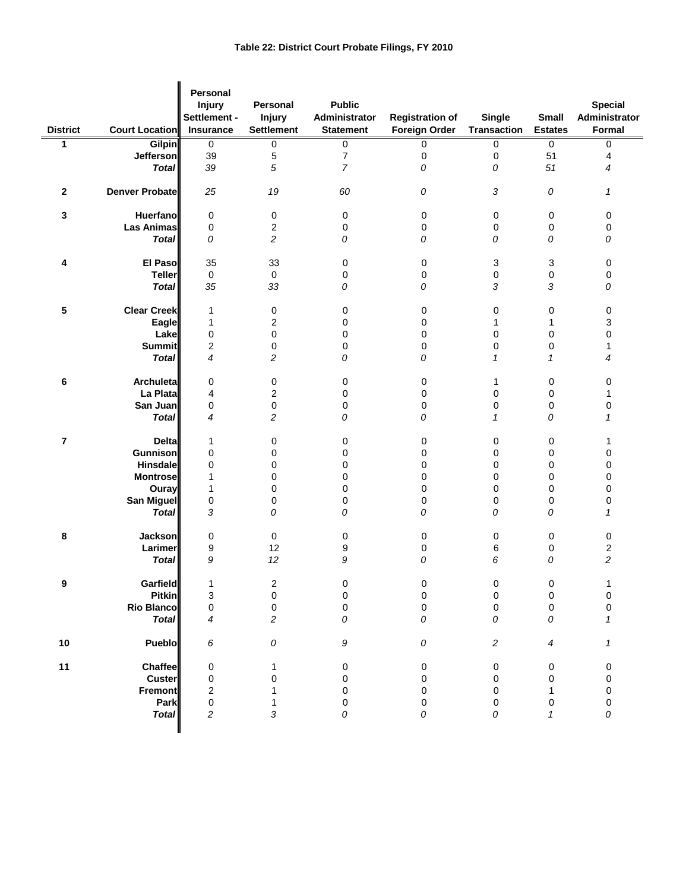### Table 22: District Court Probate Filings, FY 2010

| District | Court Location | Personal Injury Settlement - Insurance | Personal Injury Settlement | Public Administrator Statement | Registration of Foreign Order | Single Transaction | Small Estates | Special Administrator Formal |
|---|---|---|---|---|---|---|---|---|
| 1 | Gilpin | 0 | 0 | 0 | 0 | 0 | 0 | 0 |
| | Jefferson | 39 | 5 | 7 | 0 | 0 | 51 | 4 |
| | *Total* | *39* | *5* | *7* | *0* | *0* | *51* | *4* |
| 2 | Denver Probate | *25* | *19* | *60* | *0* | *3* | *0* | *1* |
| 3 | Huerfano | 0 | 0 | 0 | 0 | 0 | 0 | 0 |
| | Las Animas | 0 | 2 | 0 | 0 | 0 | 0 | 0 |
| | *Total* | *0* | *2* | *0* | *0* | *0* | *0* | *0* |
| 4 | El Paso | 35 | 33 | 0 | 0 | 3 | 3 | 0 |
| | Teller | 0 | 0 | 0 | 0 | 0 | 0 | 0 |
| | *Total* | *35* | *33* | *0* | *0* | *3* | *3* | *0* |
| 5 | Clear Creek | 1 | 0 | 0 | 0 | 0 | 0 | 0 |
| | Eagle | 1 | 2 | 0 | 0 | 1 | 1 | 3 |
| | Lake | 0 | 0 | 0 | 0 | 0 | 0 | 0 |
| | Summit | 2 | 0 | 0 | 0 | 0 | 0 | 1 |
| | *Total* | *4* | *2* | *0* | *0* | *1* | *1* | *4* |
| 6 | Archuleta | 0 | 0 | 0 | 0 | 1 | 0 | 0 |
| | La Plata | 4 | 2 | 0 | 0 | 0 | 0 | 1 |
| | San Juan | 0 | 0 | 0 | 0 | 0 | 0 | 0 |
| | *Total* | *4* | *2* | *0* | *0* | *1* | *0* | *1* |
| 7 | Delta | 1 | 0 | 0 | 0 | 0 | 0 | 1 |
| | Gunnison | 0 | 0 | 0 | 0 | 0 | 0 | 0 |
| | Hinsdale | 0 | 0 | 0 | 0 | 0 | 0 | 0 |
| | Montrose | 1 | 0 | 0 | 0 | 0 | 0 | 0 |
| | Ouray | 1 | 0 | 0 | 0 | 0 | 0 | 0 |
| | San Miguel | 0 | 0 | 0 | 0 | 0 | 0 | 0 |
| | *Total* | *3* | *0* | *0* | *0* | *0* | *0* | *1* |
| 8 | Jackson | 0 | 0 | 0 | 0 | 0 | 0 | 0 |
| | Larimer | 9 | 12 | 9 | 0 | 6 | 0 | 2 |
| | *Total* | *9* | *12* | *9* | *0* | *6* | *0* | *2* |
| 9 | Garfield | 1 | 2 | 0 | 0 | 0 | 0 | 1 |
| | Pitkin | 3 | 0 | 0 | 0 | 0 | 0 | 0 |
| | Rio Blanco | 0 | 0 | 0 | 0 | 0 | 0 | 0 |
| | *Total* | *4* | *2* | *0* | *0* | *0* | *0* | *1* |
| 10 | Pueblo | *6* | *0* | *9* | *0* | *2* | *4* | *1* |
| 11 | Chaffee | 0 | 1 | 0 | 0 | 0 | 0 | 0 |
| | Custer | 0 | 0 | 0 | 0 | 0 | 0 | 0 |
| | Fremont | 2 | 1 | 0 | 0 | 0 | 1 | 0 |
| | Park | 0 | 1 | 0 | 0 | 0 | 0 | 0 |
| | *Total* | *2* | *3* | *0* | *0* | *0* | *1* | *0* |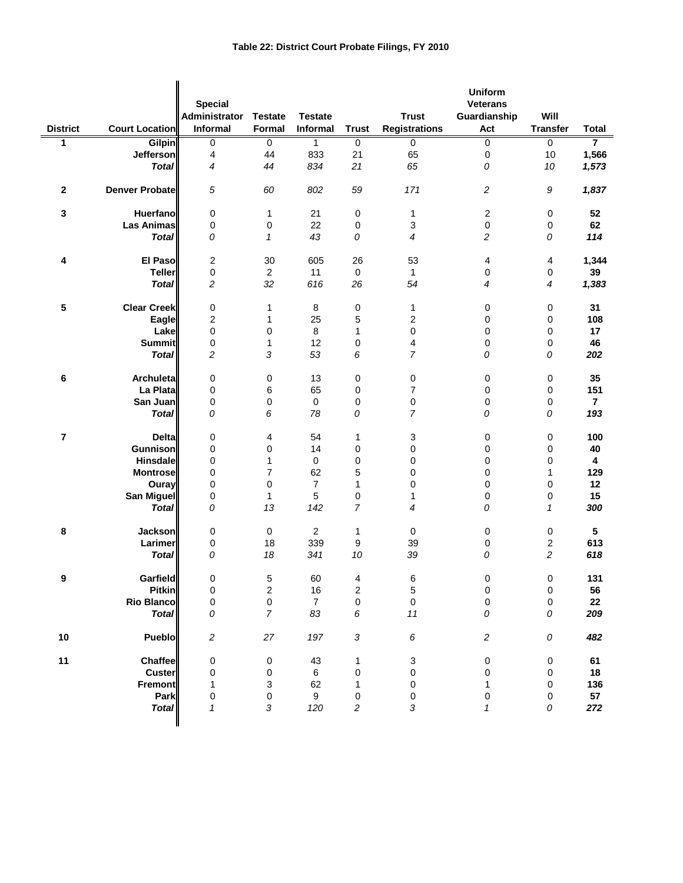# Table 22: District Court Probate Filings, FY 2010

| District | Court Location | Special Administrator Informal | Testate Formal | Testate Informal | Trust | Trust Registrations | Uniform Veterans Guardianship Act | Will Transfer | Total |
|---|---|---|---|---|---|---|---|---|---|
| **1** | **Gilpin** | 0 | 0 | 1 | 0 | 0 | 0 | 0 | **7** |
| | **Jefferson** | 4 | 44 | 833 | 21 | 65 | 0 | 10 | **1,566** |
| | ***Total*** | *4* | *44* | *834* | *21* | *65* | *0* | *10* | ***1,573*** |
| **2** | **Denver Probate** | *5* | *60* | *802* | *59* | *171* | *2* | *9* | ***1,837*** |
| **3** | **Huerfano** | 0 | 1 | 21 | 0 | 1 | 2 | 0 | **52** |
| | **Las Animas** | 0 | 0 | 22 | 0 | 3 | 0 | 0 | **62** |
| | ***Total*** | *0* | *1* | *43* | *0* | *4* | *2* | *0* | ***114*** |
| **4** | **El Paso** | 2 | 30 | 605 | 26 | 53 | 4 | 4 | **1,344** |
| | **Teller** | 0 | 2 | 11 | 0 | 1 | 0 | 0 | **39** |
| | ***Total*** | *2* | *32* | *616* | *26* | *54* | *4* | *4* | ***1,383*** |
| **5** | **Clear Creek** | 0 | 1 | 8 | 0 | 1 | 0 | 0 | **31** |
| | **Eagle** | 2 | 1 | 25 | 5 | 2 | 0 | 0 | **108** |
| | **Lake** | 0 | 0 | 8 | 1 | 0 | 0 | 0 | **17** |
| | **Summit** | 0 | 1 | 12 | 0 | 4 | 0 | 0 | **46** |
| | ***Total*** | *2* | *3* | *53* | *6* | *7* | *0* | *0* | ***202*** |
| **6** | **Archuleta** | 0 | 0 | 13 | 0 | 0 | 0 | 0 | **35** |
| | **La Plata** | 0 | 6 | 65 | 0 | 7 | 0 | 0 | **151** |
| | **San Juan** | 0 | 0 | 0 | 0 | 0 | 0 | 0 | **7** |
| | ***Total*** | *0* | *6* | *78* | *0* | *7* | *0* | *0* | ***193*** |
| **7** | **Delta** | 0 | 4 | 54 | 1 | 3 | 0 | 0 | **100** |
| | **Gunnison** | 0 | 0 | 14 | 0 | 0 | 0 | 0 | **40** |
| | **Hinsdale** | 0 | 1 | 0 | 0 | 0 | 0 | 0 | **4** |
| | **Montrose** | 0 | 7 | 62 | 5 | 0 | 0 | 1 | **129** |
| | **Ouray** | 0 | 0 | 7 | 1 | 0 | 0 | 0 | **12** |
| | **San Miguel** | 0 | 1 | 5 | 0 | 1 | 0 | 0 | **15** |
| | ***Total*** | *0* | *13* | *142* | *7* | *4* | *0* | *1* | ***300*** |
| **8** | **Jackson** | 0 | 0 | 2 | 1 | 0 | 0 | 0 | **5** |
| | **Larimer** | 0 | 18 | 339 | 9 | 39 | 0 | 2 | **613** |
| | ***Total*** | *0* | *18* | *341* | *10* | *39* | *0* | *2* | ***618*** |
| **9** | **Garfield** | 0 | 5 | 60 | 4 | 6 | 0 | 0 | **131** |
| | **Pitkin** | 0 | 2 | 16 | 2 | 5 | 0 | 0 | **56** |
| | **Rio Blanco** | 0 | 0 | 7 | 0 | 0 | 0 | 0 | **22** |
| | ***Total*** | *0* | *7* | *83* | *6* | *11* | *0* | *0* | ***209*** |
| **10** | **Pueblo** | *2* | *27* | *197* | *3* | *6* | *2* | *0* | ***482*** |
| **11** | **Chaffee** | 0 | 0 | 43 | 1 | 3 | 0 | 0 | **61** |
| | **Custer** | 0 | 0 | 6 | 0 | 0 | 0 | 0 | **18** |
| | **Fremont** | 1 | 3 | 62 | 1 | 0 | 1 | 0 | **136** |
| | **Park** | 0 | 0 | 9 | 0 | 0 | 0 | 0 | **57** |
| | ***Total*** | *1* | *3* | *120* | *2* | *3* | *1* | *0* | ***272*** |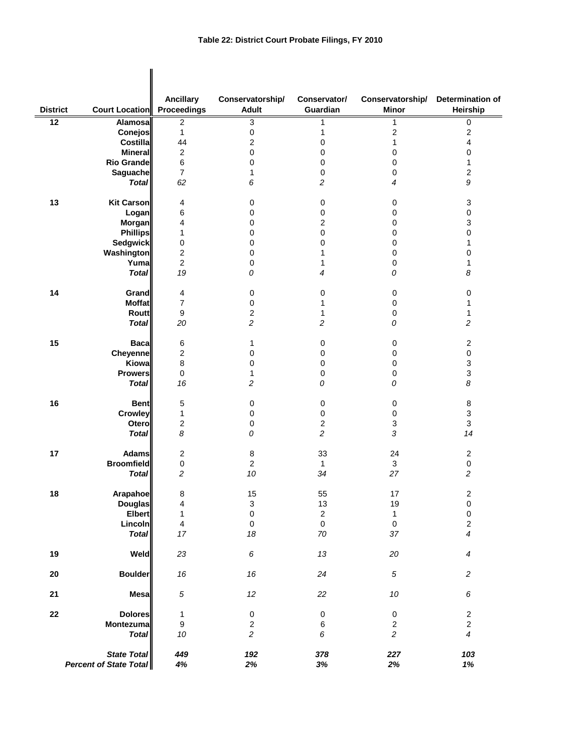# Table 22: District Court Probate Filings, FY 2010

| District | Court Location | Ancillary Proceedings | Conservatorship/ Adult | Conservator/ Guardian | Conservatorship/ Minor | Determination of Heirship |
|---|---|---|---|---|---|---|
| 12 | Alamosa | 2 | 3 | 1 | 1 | 0 |
| | Conejos | 1 | 0 | 1 | 2 | 2 |
| | Costilla | 44 | 2 | 0 | 1 | 4 |
| | Mineral | 2 | 0 | 0 | 0 | 0 |
| | Rio Grande | 6 | 0 | 0 | 0 | 1 |
| | Saguache | 7 | 1 | 0 | 0 | 2 |
| | *Total* | *62* | *6* | *2* | *4* | *9* |
| 13 | Kit Carson | 4 | 0 | 0 | 0 | 3 |
| | Logan | 6 | 0 | 0 | 0 | 0 |
| | Morgan | 4 | 0 | 2 | 0 | 3 |
| | Phillips | 1 | 0 | 0 | 0 | 0 |
| | Sedgwick | 0 | 0 | 0 | 0 | 1 |
| | Washington | 2 | 0 | 1 | 0 | 0 |
| | Yuma | 2 | 0 | 1 | 0 | 1 |
| | *Total* | *19* | *0* | *4* | *0* | *8* |
| 14 | Grand | 4 | 0 | 0 | 0 | 0 |
| | Moffat | 7 | 0 | 1 | 0 | 1 |
| | Routt | 9 | 2 | 1 | 0 | 1 |
| | *Total* | *20* | *2* | *2* | *0* | *2* |
| 15 | Baca | 6 | 1 | 0 | 0 | 2 |
| | Cheyenne | 2 | 0 | 0 | 0 | 0 |
| | Kiowa | 8 | 0 | 0 | 0 | 3 |
| | Prowers | 0 | 1 | 0 | 0 | 3 |
| | *Total* | *16* | *2* | *0* | *0* | *8* |
| 16 | Bent | 5 | 0 | 0 | 0 | 8 |
| | Crowley | 1 | 0 | 0 | 0 | 3 |
| | Otero | 2 | 0 | 2 | 3 | 3 |
| | *Total* | *8* | *0* | *2* | *3* | *14* |
| 17 | Adams | 2 | 8 | 33 | 24 | 2 |
| | Broomfield | 0 | 2 | 1 | 3 | 0 |
| | *Total* | *2* | *10* | *34* | *27* | *2* |
| 18 | Arapahoe | 8 | 15 | 55 | 17 | 2 |
| | Douglas | 4 | 3 | 13 | 19 | 0 |
| | Elbert | 1 | 0 | 2 | 1 | 0 |
| | Lincoln | 4 | 0 | 0 | 0 | 2 |
| | *Total* | *17* | *18* | *70* | *37* | *4* |
| 19 | Weld | *23* | *6* | *13* | *20* | *4* |
| 20 | Boulder | *16* | *16* | *24* | *5* | *2* |
| 21 | Mesa | *5* | *12* | *22* | *10* | *6* |
| 22 | Dolores | 1 | 0 | 0 | 0 | 2 |
| | Montezuma | 9 | 2 | 6 | 2 | 2 |
| | *Total* | *10* | *2* | *6* | *2* | *4* |
| | ***State Total*** | ***449*** | ***192*** | ***378*** | ***227*** | ***103*** |
| | ***Percent of State Total*** | ***4%*** | ***2%*** | ***3%*** | ***2%*** | ***1%*** |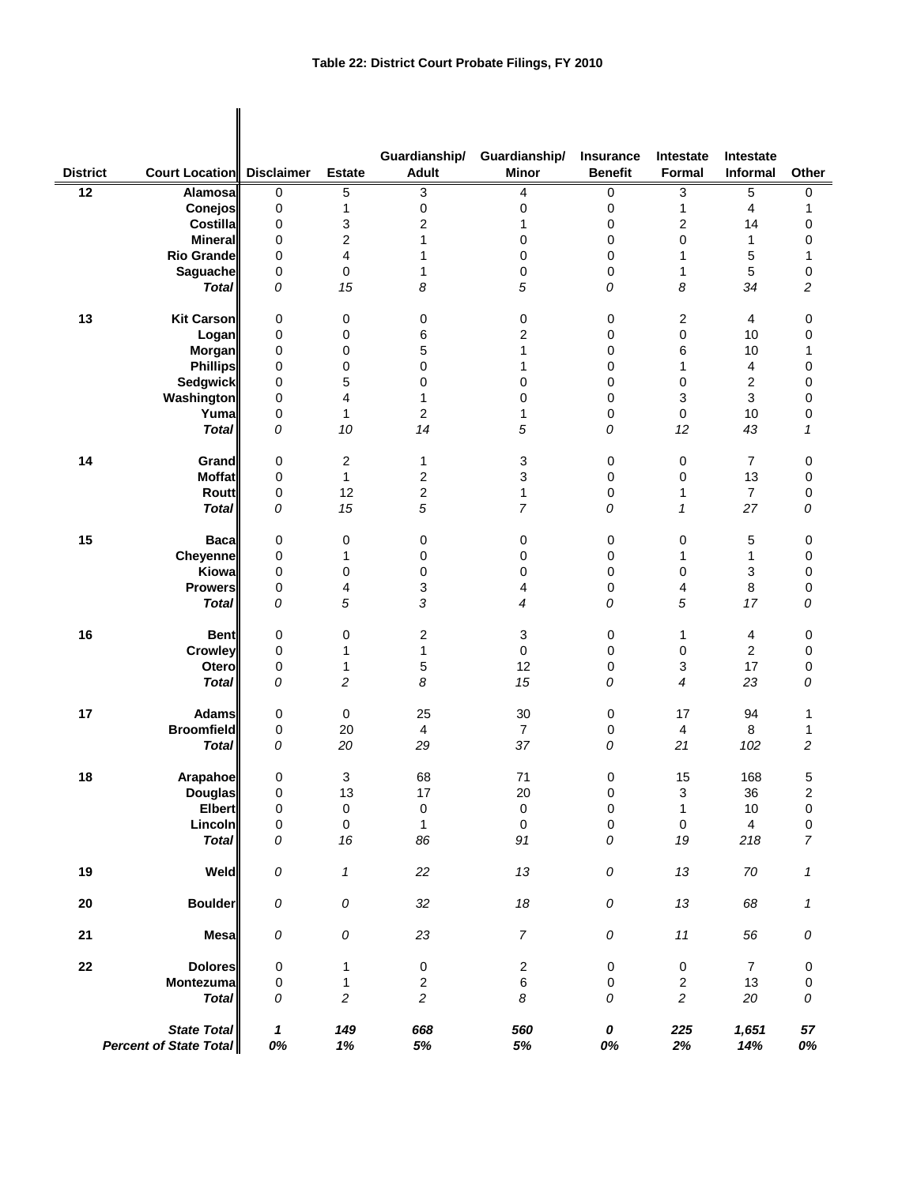# Table 22: District Court Probate Filings, FY 2010

| District | Court Location | Disclaimer | Estate | Guardianship/ Adult | Guardianship/ Minor | Insurance Benefit | Intestate Formal | Intestate Informal | Other |
|---|---|---|---|---|---|---|---|---|---|
| 12 | **Alamosa** | 0 | 5 | 3 | 4 | 0 | 3 | 5 | 0 |
| | **Conejos** | 0 | 1 | 0 | 0 | 0 | 1 | 4 | 1 |
| | **Costilla** | 0 | 3 | 2 | 1 | 0 | 2 | 14 | 0 |
| | **Mineral** | 0 | 2 | 1 | 0 | 0 | 0 | 1 | 0 |
| | **Rio Grande** | 0 | 4 | 1 | 0 | 0 | 1 | 5 | 1 |
| | **Saguache** | 0 | 0 | 1 | 0 | 0 | 1 | 5 | 0 |
| | ***Total*** | *0* | *15* | *8* | *5* | *0* | *8* | *34* | *2* |
| 13 | **Kit Carson** | 0 | 0 | 0 | 0 | 0 | 2 | 4 | 0 |
| | **Logan** | 0 | 0 | 6 | 2 | 0 | 0 | 10 | 0 |
| | **Morgan** | 0 | 0 | 5 | 1 | 0 | 6 | 10 | 1 |
| | **Phillips** | 0 | 0 | 0 | 1 | 0 | 1 | 4 | 0 |
| | **Sedgwick** | 0 | 5 | 0 | 0 | 0 | 0 | 2 | 0 |
| | **Washington** | 0 | 4 | 1 | 0 | 0 | 3 | 3 | 0 |
| | **Yuma** | 0 | 1 | 2 | 1 | 0 | 0 | 10 | 0 |
| | ***Total*** | *0* | *10* | *14* | *5* | *0* | *12* | *43* | *1* |
| 14 | **Grand** | 0 | 2 | 1 | 3 | 0 | 0 | 7 | 0 |
| | **Moffat** | 0 | 1 | 2 | 3 | 0 | 0 | 13 | 0 |
| | **Routt** | 0 | 12 | 2 | 1 | 0 | 1 | 7 | 0 |
| | ***Total*** | *0* | *15* | *5* | *7* | *0* | *1* | *27* | *0* |
| 15 | **Baca** | 0 | 0 | 0 | 0 | 0 | 0 | 5 | 0 |
| | **Cheyenne** | 0 | 1 | 0 | 0 | 0 | 1 | 1 | 0 |
| | **Kiowa** | 0 | 0 | 0 | 0 | 0 | 0 | 3 | 0 |
| | **Prowers** | 0 | 4 | 3 | 4 | 0 | 4 | 8 | 0 |
| | ***Total*** | *0* | *5* | *3* | *4* | *0* | *5* | *17* | *0* |
| 16 | **Bent** | 0 | 0 | 2 | 3 | 0 | 1 | 4 | 0 |
| | **Crowley** | 0 | 1 | 1 | 0 | 0 | 0 | 2 | 0 |
| | **Otero** | 0 | 1 | 5 | 12 | 0 | 3 | 17 | 0 |
| | ***Total*** | *0* | *2* | *8* | *15* | *0* | *4* | *23* | *0* |
| 17 | **Adams** | 0 | 0 | 25 | 30 | 0 | 17 | 94 | 1 |
| | **Broomfield** | 0 | 20 | 4 | 7 | 0 | 4 | 8 | 1 |
| | ***Total*** | *0* | *20* | *29* | *37* | *0* | *21* | *102* | *2* |
| 18 | **Arapahoe** | 0 | 3 | 68 | 71 | 0 | 15 | 168 | 5 |
| | **Douglas** | 0 | 13 | 17 | 20 | 0 | 3 | 36 | 2 |
| | **Elbert** | 0 | 0 | 0 | 0 | 0 | 1 | 10 | 0 |
| | **Lincoln** | 0 | 0 | 1 | 0 | 0 | 0 | 4 | 0 |
| | ***Total*** | *0* | *16* | *86* | *91* | *0* | *19* | *218* | *7* |
| 19 | **Weld** | *0* | *1* | *22* | *13* | *0* | *13* | *70* | *1* |
| 20 | **Boulder** | *0* | *0* | *32* | *18* | *0* | *13* | *68* | *1* |
| 21 | **Mesa** | *0* | *0* | *23* | *7* | *0* | *11* | *56* | *0* |
| 22 | **Dolores** | 0 | 1 | 0 | 2 | 0 | 0 | 7 | 0 |
| | **Montezuma** | 0 | 1 | 2 | 6 | 0 | 2 | 13 | 0 |
| | ***Total*** | *0* | *2* | *2* | *8* | *0* | *2* | *20* | *0* |
| | ***State Total*** | ***1*** | ***149*** | ***668*** | ***560*** | ***0*** | ***225*** | ***1,651*** | ***57*** |
| | ***Percent of State Total*** | ***0%*** | ***1%*** | ***5%*** | ***5%*** | ***0%*** | ***2%*** | ***14%*** | ***0%*** |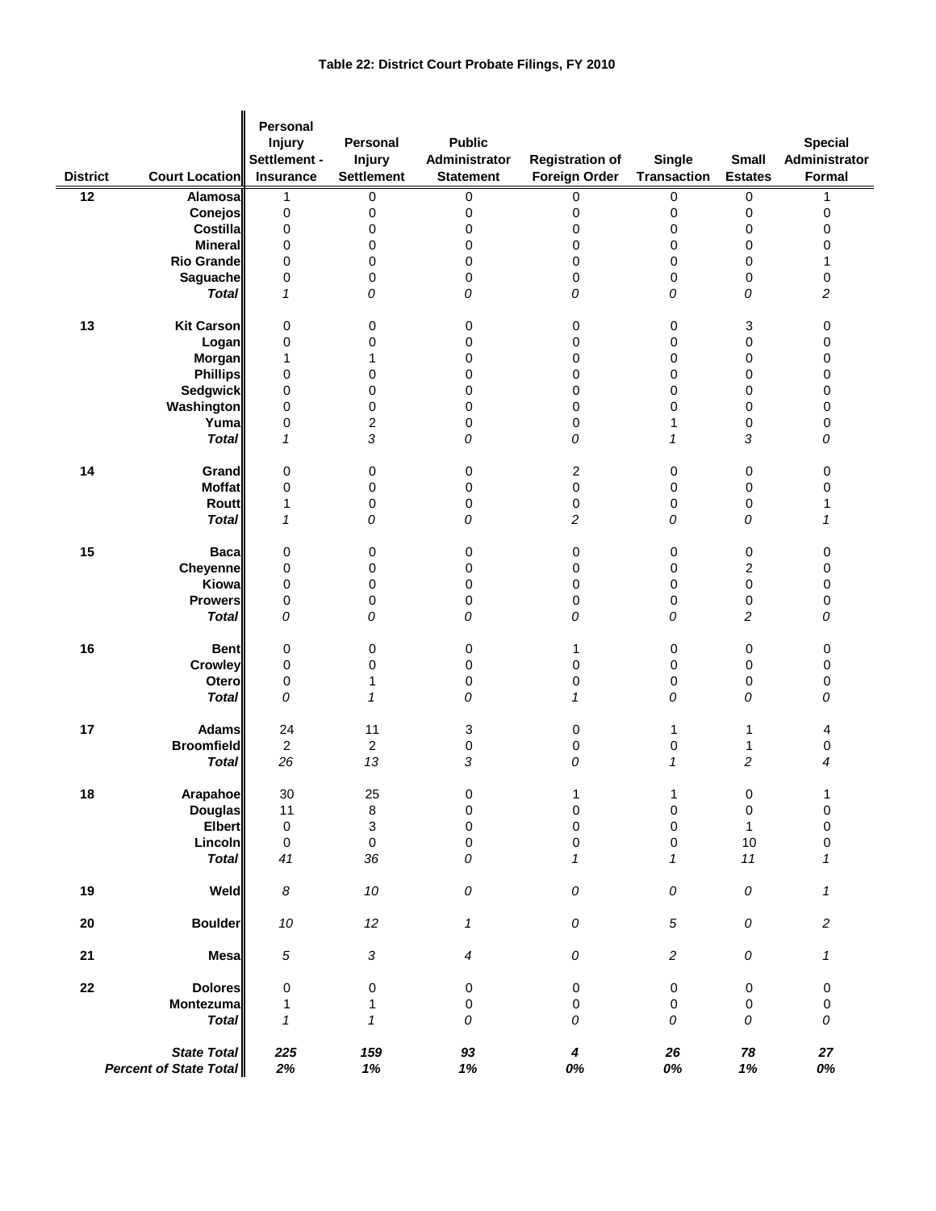# Table 22: District Court Probate Filings, FY 2010

| District | Court Location | Personal Injury Settlement - Insurance | Personal Injury Settlement | Public Administrator Statement | Registration of Foreign Order | Single Transaction | Small Estates | Special Administrator Formal |
|---|---|---|---|---|---|---|---|---|
| 12 | Alamosa | 1 | 0 | 0 | 0 | 0 | 0 | 1 |
| | Conejos | 0 | 0 | 0 | 0 | 0 | 0 | 0 |
| | Costilla | 0 | 0 | 0 | 0 | 0 | 0 | 0 |
| | Mineral | 0 | 0 | 0 | 0 | 0 | 0 | 0 |
| | Rio Grande | 0 | 0 | 0 | 0 | 0 | 0 | 1 |
| | Saguache | 0 | 0 | 0 | 0 | 0 | 0 | 0 |
| | ***Total*** | *1* | *0* | *0* | *0* | *0* | *0* | *2* |
| 13 | Kit Carson | 0 | 0 | 0 | 0 | 0 | 3 | 0 |
| | Logan | 0 | 0 | 0 | 0 | 0 | 0 | 0 |
| | Morgan | 1 | 1 | 0 | 0 | 0 | 0 | 0 |
| | Phillips | 0 | 0 | 0 | 0 | 0 | 0 | 0 |
| | Sedgwick | 0 | 0 | 0 | 0 | 0 | 0 | 0 |
| | Washington | 0 | 0 | 0 | 0 | 0 | 0 | 0 |
| | Yuma | 0 | 2 | 0 | 0 | 1 | 0 | 0 |
| | ***Total*** | *1* | *3* | *0* | *0* | *1* | *3* | *0* |
| 14 | Grand | 0 | 0 | 0 | 2 | 0 | 0 | 0 |
| | Moffat | 0 | 0 | 0 | 0 | 0 | 0 | 0 |
| | Routt | 1 | 0 | 0 | 0 | 0 | 0 | 1 |
| | ***Total*** | *1* | *0* | *0* | *2* | *0* | *0* | *1* |
| 15 | Baca | 0 | 0 | 0 | 0 | 0 | 0 | 0 |
| | Cheyenne | 0 | 0 | 0 | 0 | 0 | 2 | 0 |
| | Kiowa | 0 | 0 | 0 | 0 | 0 | 0 | 0 |
| | Prowers | 0 | 0 | 0 | 0 | 0 | 0 | 0 |
| | ***Total*** | *0* | *0* | *0* | *0* | *0* | *2* | *0* |
| 16 | Bent | 0 | 0 | 0 | 1 | 0 | 0 | 0 |
| | Crowley | 0 | 0 | 0 | 0 | 0 | 0 | 0 |
| | Otero | 0 | 1 | 0 | 0 | 0 | 0 | 0 |
| | ***Total*** | *0* | *1* | *0* | *1* | *0* | *0* | *0* |
| 17 | Adams | 24 | 11 | 3 | 0 | 1 | 1 | 4 |
| | Broomfield | 2 | 2 | 0 | 0 | 0 | 1 | 0 |
| | ***Total*** | *26* | *13* | *3* | *0* | *1* | *2* | *4* |
| 18 | Arapahoe | 30 | 25 | 0 | 1 | 1 | 0 | 1 |
| | Douglas | 11 | 8 | 0 | 0 | 0 | 0 | 0 |
| | Elbert | 0 | 3 | 0 | 0 | 0 | 1 | 0 |
| | Lincoln | 0 | 0 | 0 | 0 | 0 | 10 | 0 |
| | ***Total*** | *41* | *36* | *0* | *1* | *1* | *11* | *1* |
| 19 | Weld | *8* | *10* | *0* | *0* | *0* | *0* | *1* |
| 20 | Boulder | *10* | *12* | *1* | *0* | *5* | *0* | *2* |
| 21 | Mesa | *5* | *3* | *4* | *0* | *2* | *0* | *1* |
| 22 | Dolores | 0 | 0 | 0 | 0 | 0 | 0 | 0 |
| | Montezuma | 1 | 1 | 0 | 0 | 0 | 0 | 0 |
| | ***Total*** | *1* | *1* | *0* | *0* | *0* | *0* | *0* |
| | ***State Total*** | ***225*** | ***159*** | ***93*** | ***4*** | ***26*** | ***78*** | ***27*** |
| | ***Percent of State Total*** | ***2%*** | ***1%*** | ***1%*** | ***0%*** | ***0%*** | ***1%*** | ***0%*** |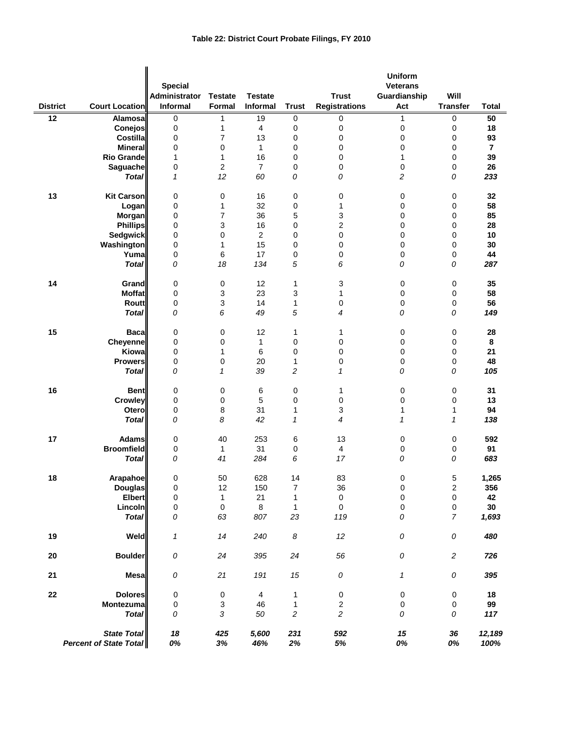### Table 22: District Court Probate Filings, FY 2010

| District | Court Location | Special Administrator Informal | Testate Formal | Testate Informal | Trust | Trust Registrations | Uniform Veterans Guardianship Act | Will Transfer | Total |
|---|---|---|---|---|---|---|---|---|---|
| 12 | Alamosa | 0 | 1 | 19 | 0 | 0 | 1 | 0 | 50 |
| | Conejos | 0 | 1 | 4 | 0 | 0 | 0 | 0 | 18 |
| | Costilla | 0 | 7 | 13 | 0 | 0 | 0 | 0 | 93 |
| | Mineral | 0 | 0 | 1 | 0 | 0 | 0 | 0 | 7 |
| | Rio Grande | 1 | 1 | 16 | 0 | 0 | 1 | 0 | 39 |
| | Saguache | 0 | 2 | 7 | 0 | 0 | 0 | 0 | 26 |
| | *Total* | *1* | *12* | *60* | *0* | *0* | *2* | *0* | ***233*** |
| 13 | Kit Carson | 0 | 0 | 16 | 0 | 0 | 0 | 0 | 32 |
| | Logan | 0 | 1 | 32 | 0 | 1 | 0 | 0 | 58 |
| | Morgan | 0 | 7 | 36 | 5 | 3 | 0 | 0 | 85 |
| | Phillips | 0 | 3 | 16 | 0 | 2 | 0 | 0 | 28 |
| | Sedgwick | 0 | 0 | 2 | 0 | 0 | 0 | 0 | 10 |
| | Washington | 0 | 1 | 15 | 0 | 0 | 0 | 0 | 30 |
| | Yuma | 0 | 6 | 17 | 0 | 0 | 0 | 0 | 44 |
| | *Total* | *0* | *18* | *134* | *5* | *6* | *0* | *0* | ***287*** |
| 14 | Grand | 0 | 0 | 12 | 1 | 3 | 0 | 0 | 35 |
| | Moffat | 0 | 3 | 23 | 3 | 1 | 0 | 0 | 58 |
| | Routt | 0 | 3 | 14 | 1 | 0 | 0 | 0 | 56 |
| | *Total* | *0* | *6* | *49* | *5* | *4* | *0* | *0* | ***149*** |
| 15 | Baca | 0 | 0 | 12 | 1 | 1 | 0 | 0 | 28 |
| | Cheyenne | 0 | 0 | 1 | 0 | 0 | 0 | 0 | 8 |
| | Kiowa | 0 | 1 | 6 | 0 | 0 | 0 | 0 | 21 |
| | Prowers | 0 | 0 | 20 | 1 | 0 | 0 | 0 | 48 |
| | *Total* | *0* | *1* | *39* | *2* | *1* | *0* | *0* | ***105*** |
| 16 | Bent | 0 | 0 | 6 | 0 | 1 | 0 | 0 | 31 |
| | Crowley | 0 | 0 | 5 | 0 | 0 | 0 | 0 | 13 |
| | Otero | 0 | 8 | 31 | 1 | 3 | 1 | 1 | 94 |
| | *Total* | *0* | *8* | *42* | *1* | *4* | *1* | *1* | ***138*** |
| 17 | Adams | 0 | 40 | 253 | 6 | 13 | 0 | 0 | 592 |
| | Broomfield | 0 | 1 | 31 | 0 | 4 | 0 | 0 | 91 |
| | *Total* | *0* | *41* | *284* | *6* | *17* | *0* | *0* | ***683*** |
| 18 | Arapahoe | 0 | 50 | 628 | 14 | 83 | 0 | 5 | 1,265 |
| | Douglas | 0 | 12 | 150 | 7 | 36 | 0 | 2 | 356 |
| | Elbert | 0 | 1 | 21 | 1 | 0 | 0 | 0 | 42 |
| | Lincoln | 0 | 0 | 8 | 1 | 0 | 0 | 0 | 30 |
| | *Total* | *0* | *63* | *807* | *23* | *119* | *0* | *7* | ***1,693*** |
| 19 | Weld | *1* | *14* | *240* | *8* | *12* | *0* | *0* | ***480*** |
| 20 | Boulder | *0* | *24* | *395* | *24* | *56* | *0* | *2* | ***726*** |
| 21 | Mesa | *0* | *21* | *191* | *15* | *0* | *1* | *0* | ***395*** |
| 22 | Dolores | 0 | 0 | 4 | 1 | 0 | 0 | 0 | 18 |
| | Montezuma | 0 | 3 | 46 | 1 | 2 | 0 | 0 | 99 |
| | *Total* | *0* | *3* | *50* | *2* | *2* | *0* | *0* | ***117*** |
| | ***State Total*** | ***18*** | ***425*** | ***5,600*** | ***231*** | ***592*** | ***15*** | ***36*** | ***12,189*** |
| | ***Percent of State Total*** | ***0%*** | ***3%*** | ***46%*** | ***2%*** | ***5%*** | ***0%*** | ***0%*** | ***100%*** |